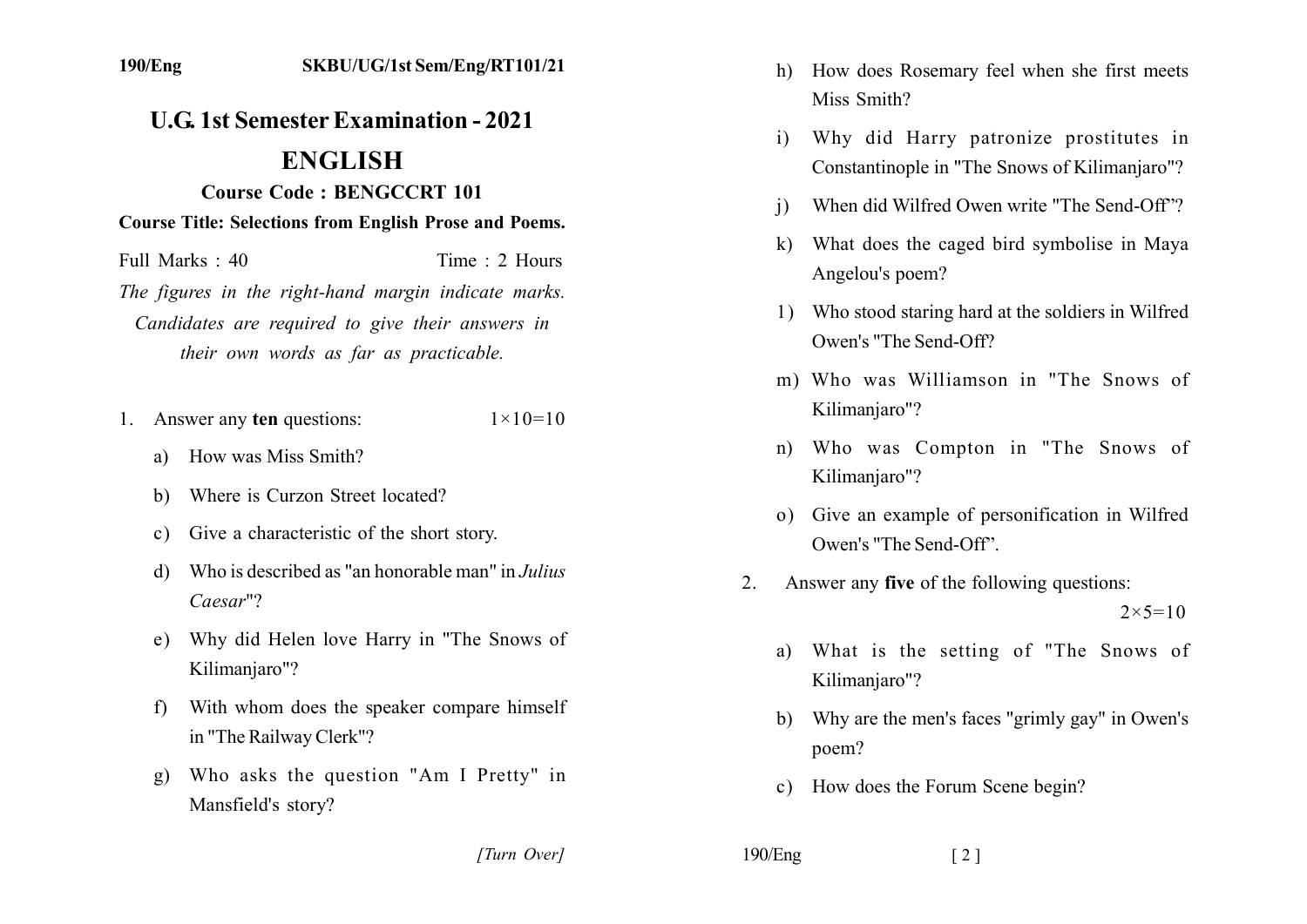# U.G. 1st Semester Examination - 2021

## ENGLISH

### Course Code : BENGCCRT 101

**Course Title: Selections from English Prose and Poems.**

Full Marks : 40 Time : 2 Hours

*The figures in the right-hand margin indicate marks. Candidates are required to give their answers in their own words as far as practicable.*

1. Answer any **ten** questions: 1×10=10

   a) How was Miss Smith?

   b) Where is Curzon Street located?

   c) Give a characteristic of the short story.

   d) Who is described as "an honorable man" in *Julius Caesar*"?

   e) Why did Helen love Harry in "The Snows of Kilimanjaro"?

   f) With whom does the speaker compare himself in "The Railway Clerk"?

   g) Who asks the question "Am I Pretty" in Mansfield's story?

   h) How does Rosemary feel when she first meets Miss Smith?

   i) Why did Harry patronize prostitutes in Constantinople in "The Snows of Kilimanjaro"?

   j) When did Wilfred Owen write "The Send-Off"?

   k) What does the caged bird symbolise in Maya Angelou's poem?

   l) Who stood staring hard at the soldiers in Wilfred Owen's "The Send-Off?

   m) Who was Williamson in "The Snows of Kilimanjaro"?

   n) Who was Compton in "The Snows of Kilimanjaro"?

   o) Give an example of personification in Wilfred Owen's "The Send-Off".

2. Answer any **five** of the following questions: 2×5=10

   a) What is the setting of "The Snows of Kilimanjaro"?

   b) Why are the men's faces "grimly gay" in Owen's poem?

   c) How does the Forum Scene begin?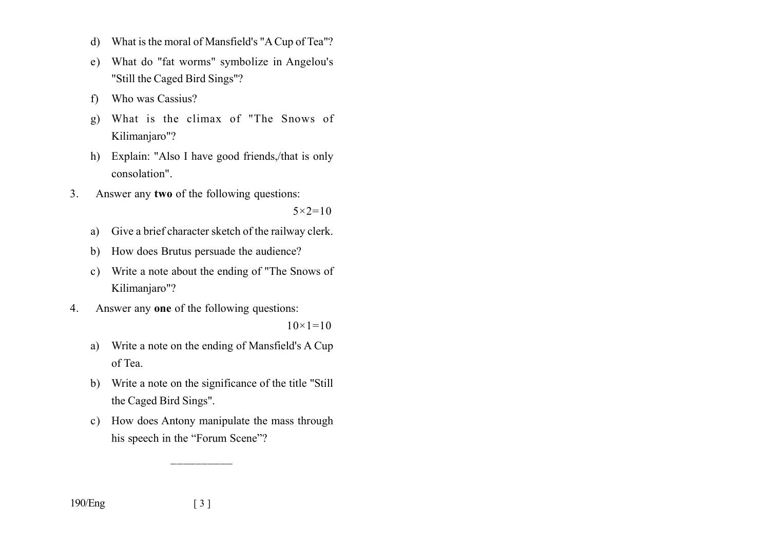d) What is the moral of Mansfield's "A Cup of Tea"?

e) What do "fat worms" symbolize in Angelou's "Still the Caged Bird Sings"?

f) Who was Cassius?

g) What is the climax of "The Snows of Kilimanjaro"?

h) Explain: "Also I have good friends,/that is only consolation".

3. Answer any **two** of the following questions:

$5 \times 2 = 10$

a) Give a brief character sketch of the railway clerk.

b) How does Brutus persuade the audience?

c) Write a note about the ending of "The Snows of Kilimanjaro"?

4. Answer any **one** of the following questions:

$10 \times 1 = 10$

a) Write a note on the ending of Mansfield's A Cup of Tea.

b) Write a note on the significance of the title "Still the Caged Bird Sings".

c) How does Antony manipulate the mass through his speech in the “Forum Scene”?

__________